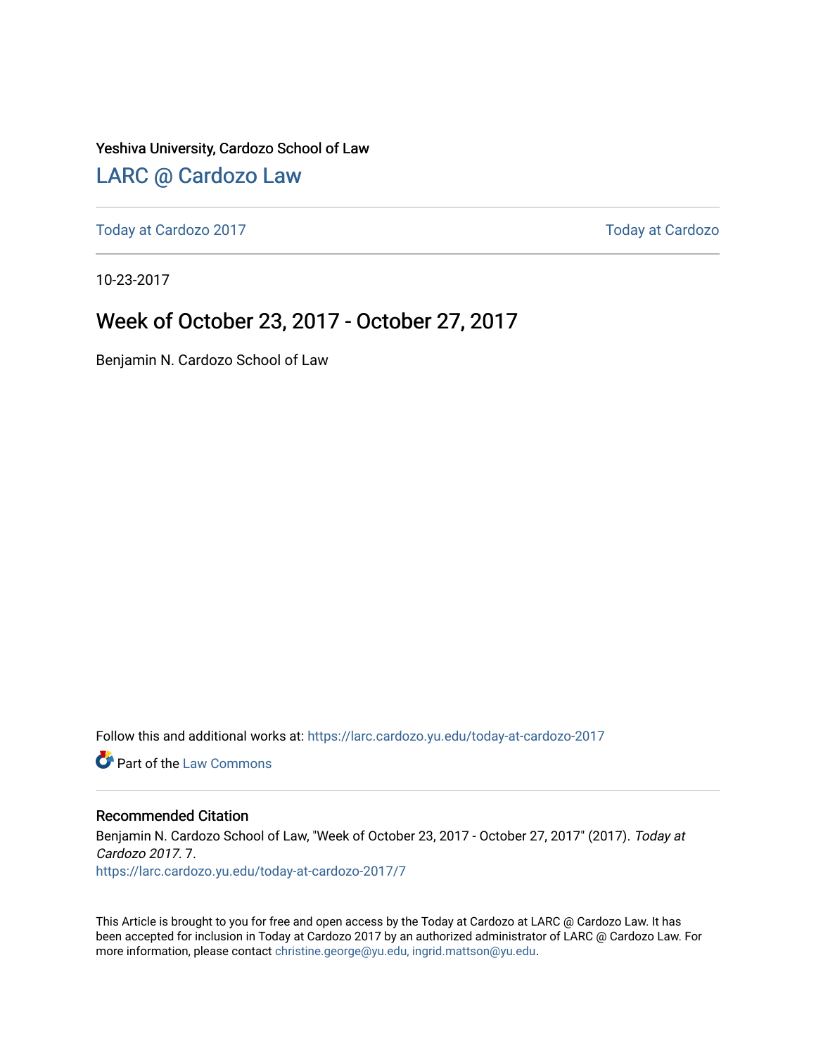Yeshiva University, Cardozo School of Law

[LARC @ Cardozo Law](https://larc.cardozo.yu.edu/)

[Today at Cardozo 2017](https://larc.cardozo.yu.edu/today-at-cardozo-2017) | [Today at Cardozo](https://larc.cardozo.yu.edu/today-at-cardozo)

10-23-2017

# Week of October 23, 2017 - October 27, 2017

Benjamin N. Cardozo School of Law

Follow this and additional works at: https://larc.cardozo.yu.edu/today-at-cardozo-2017

Part of the Law Commons

## Recommended Citation

Benjamin N. Cardozo School of Law, "Week of October 23, 2017 - October 27, 2017" (2017). *Today at Cardozo 2017*. 7.
https://larc.cardozo.yu.edu/today-at-cardozo-2017/7

This Article is brought to you for free and open access by the Today at Cardozo at LARC @ Cardozo Law. It has been accepted for inclusion in Today at Cardozo 2017 by an authorized administrator of LARC @ Cardozo Law. For more information, please contact christine.george@yu.edu, ingrid.mattson@yu.edu.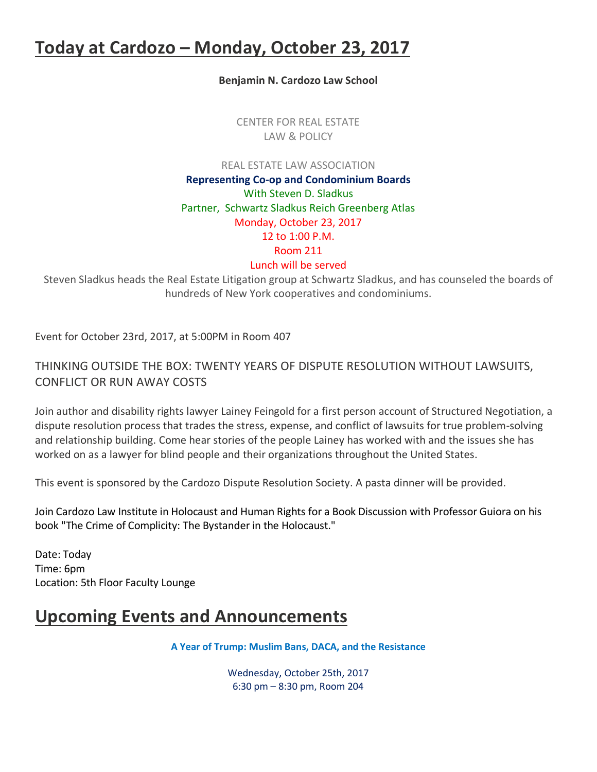# Today at Cardozo – Monday, October 23, 2017

**Benjamin N. Cardozo Law School**

CENTER FOR REAL ESTATE
LAW & POLICY

REAL ESTATE LAW ASSOCIATION

**Representing Co-op and Condominium Boards**

With Steven D. Sladkus
Partner, Schwartz Sladkus Reich Greenberg Atlas
Monday, October 23, 2017
12 to 1:00 P.M.
Room 211
Lunch will be served

Steven Sladkus heads the Real Estate Litigation group at Schwartz Sladkus, and has counseled the boards of hundreds of New York cooperatives and condominiums.

Event for October 23rd, 2017, at 5:00PM in Room 407

THINKING OUTSIDE THE BOX: TWENTY YEARS OF DISPUTE RESOLUTION WITHOUT LAWSUITS, CONFLICT OR RUN AWAY COSTS

Join author and disability rights lawyer Lainey Feingold for a first person account of Structured Negotiation, a dispute resolution process that trades the stress, expense, and conflict of lawsuits for true problem-solving and relationship building. Come hear stories of the people Lainey has worked with and the issues she has worked on as a lawyer for blind people and their organizations throughout the United States.

This event is sponsored by the Cardozo Dispute Resolution Society. A pasta dinner will be provided.

Join Cardozo Law Institute in Holocaust and Human Rights for a Book Discussion with Professor Guiora on his book "The Crime of Complicity: The Bystander in the Holocaust."

Date: Today
Time: 6pm
Location: 5th Floor Faculty Lounge

# Upcoming Events and Announcements

**A Year of Trump: Muslim Bans, DACA, and the Resistance**

Wednesday, October 25th, 2017
6:30 pm – 8:30 pm, Room 204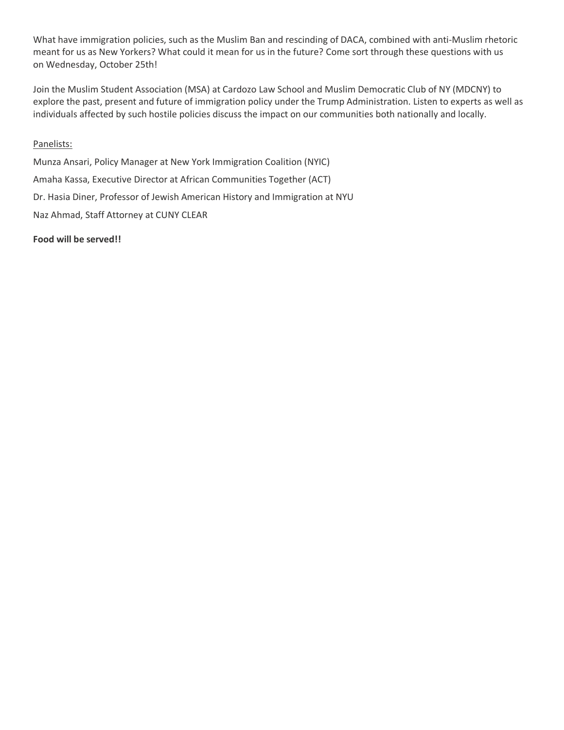What have immigration policies, such as the Muslim Ban and rescinding of DACA, combined with anti-Muslim rhetoric meant for us as New Yorkers? What could it mean for us in the future? Come sort through these questions with us on Wednesday, October 25th!

Join the Muslim Student Association (MSA) at Cardozo Law School and Muslim Democratic Club of NY (MDCNY) to explore the past, present and future of immigration policy under the Trump Administration. Listen to experts as well as individuals affected by such hostile policies discuss the impact on our communities both nationally and locally.

<u>Panelists:</u>

Munza Ansari, Policy Manager at New York Immigration Coalition (NYIC)

Amaha Kassa, Executive Director at African Communities Together (ACT)

Dr. Hasia Diner, Professor of Jewish American History and Immigration at NYU

Naz Ahmad, Staff Attorney at CUNY CLEAR

**Food will be served!!**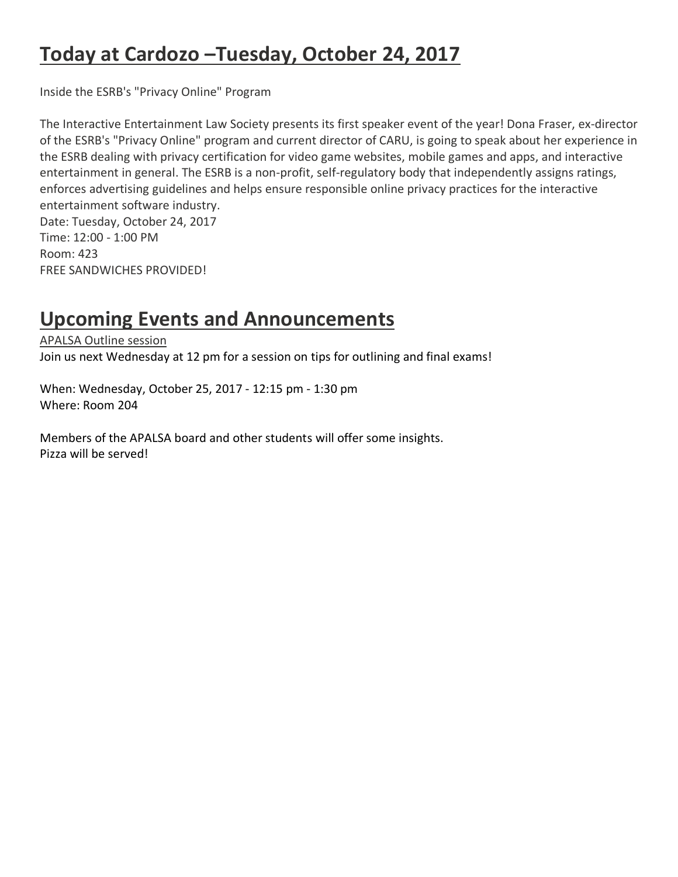# Today at Cardozo –Tuesday, October 24, 2017

Inside the ESRB's "Privacy Online" Program

The Interactive Entertainment Law Society presents its first speaker event of the year! Dona Fraser, ex-director of the ESRB's "Privacy Online" program and current director of CARU, is going to speak about her experience in the ESRB dealing with privacy certification for video game websites, mobile games and apps, and interactive entertainment in general. The ESRB is a non-profit, self-regulatory body that independently assigns ratings, enforces advertising guidelines and helps ensure responsible online privacy practices for the interactive entertainment software industry.
Date: Tuesday, October 24, 2017
Time: 12:00 - 1:00 PM
Room: 423
FREE SANDWICHES PROVIDED!

# Upcoming Events and Announcements

APALSA Outline session
Join us next Wednesday at 12 pm for a session on tips for outlining and final exams!

When: Wednesday, October 25, 2017 - 12:15 pm - 1:30 pm
Where: Room 204

Members of the APALSA board and other students will offer some insights.
Pizza will be served!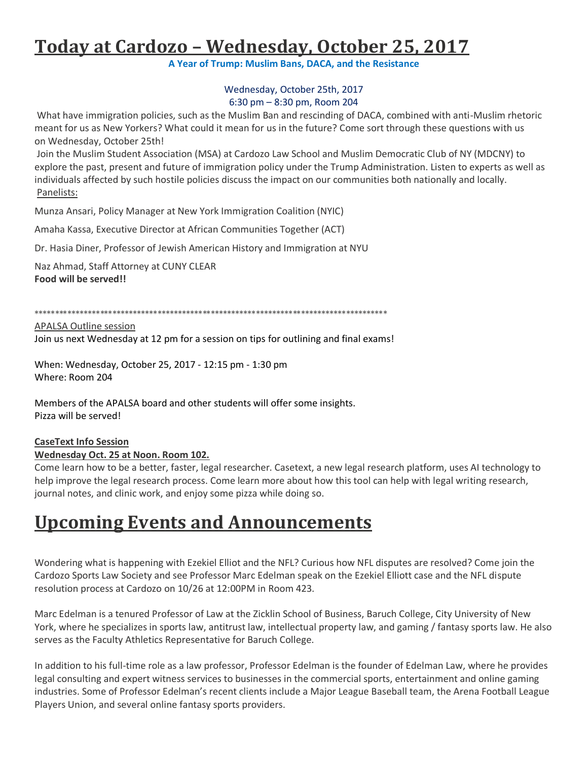# Today at Cardozo – Wednesday, October 25, 2017

**A Year of Trump: Muslim Bans, DACA, and the Resistance**

Wednesday, October 25th, 2017
6:30 pm – 8:30 pm, Room 204

What have immigration policies, such as the Muslim Ban and rescinding of DACA, combined with anti-Muslim rhetoric meant for us as New Yorkers? What could it mean for us in the future? Come sort through these questions with us on Wednesday, October 25th!

Join the Muslim Student Association (MSA) at Cardozo Law School and Muslim Democratic Club of NY (MDCNY) to explore the past, present and future of immigration policy under the Trump Administration. Listen to experts as well as individuals affected by such hostile policies discuss the impact on our communities both nationally and locally.

Panelists:

Munza Ansari, Policy Manager at New York Immigration Coalition (NYIC)

Amaha Kassa, Executive Director at African Communities Together (ACT)

Dr. Hasia Diner, Professor of Jewish American History and Immigration at NYU

Naz Ahmad, Staff Attorney at CUNY CLEAR
**Food will be served!!**

*************************************************************************************

APALSA Outline session
Join us next Wednesday at 12 pm for a session on tips for outlining and final exams!

When: Wednesday, October 25, 2017 - 12:15 pm - 1:30 pm
Where: Room 204

Members of the APALSA board and other students will offer some insights.
Pizza will be served!

**CaseText Info Session**
**Wednesday Oct. 25 at Noon. Room 102.**
Come learn how to be a better, faster, legal researcher. Casetext, a new legal research platform, uses AI technology to help improve the legal research process. Come learn more about how this tool can help with legal writing research, journal notes, and clinic work, and enjoy some pizza while doing so.

# Upcoming Events and Announcements

Wondering what is happening with Ezekiel Elliot and the NFL? Curious how NFL disputes are resolved? Come join the Cardozo Sports Law Society and see Professor Marc Edelman speak on the Ezekiel Elliott case and the NFL dispute resolution process at Cardozo on 10/26 at 12:00PM in Room 423.

Marc Edelman is a tenured Professor of Law at the Zicklin School of Business, Baruch College, City University of New York, where he specializes in sports law, antitrust law, intellectual property law, and gaming / fantasy sports law. He also serves as the Faculty Athletics Representative for Baruch College.

In addition to his full-time role as a law professor, Professor Edelman is the founder of Edelman Law, where he provides legal consulting and expert witness services to businesses in the commercial sports, entertainment and online gaming industries. Some of Professor Edelman's recent clients include a Major League Baseball team, the Arena Football League Players Union, and several online fantasy sports providers.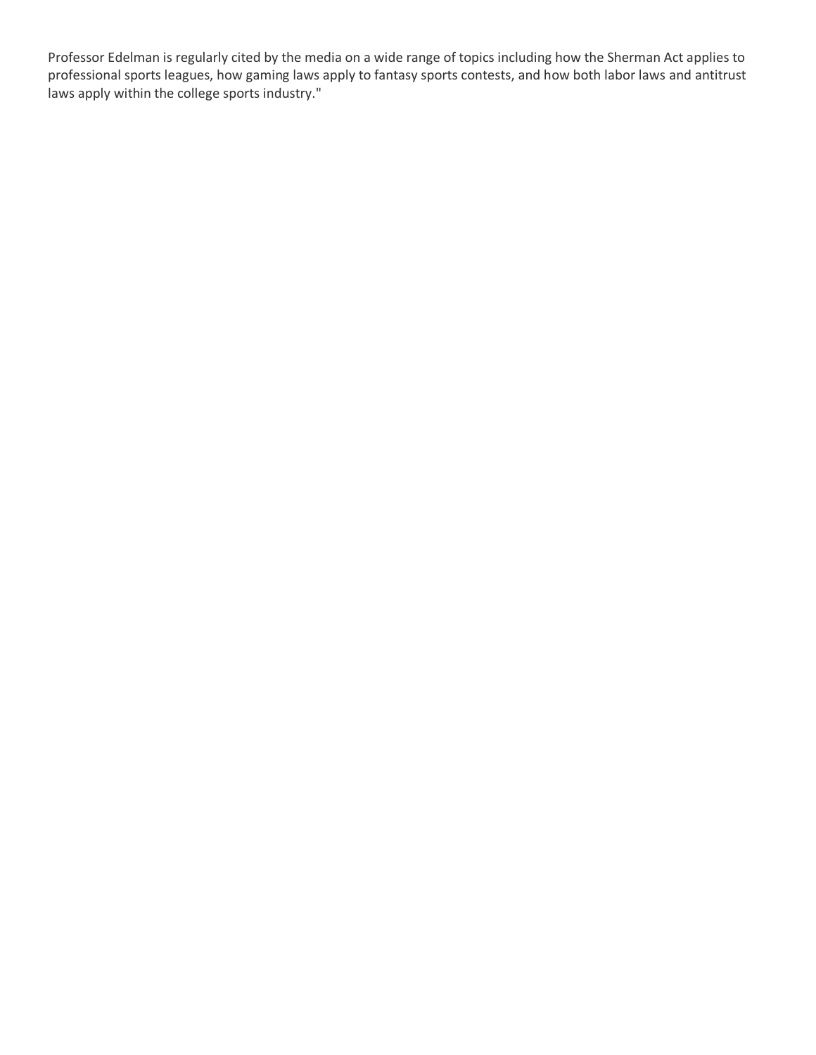Professor Edelman is regularly cited by the media on a wide range of topics including how the Sherman Act applies to professional sports leagues, how gaming laws apply to fantasy sports contests, and how both labor laws and antitrust laws apply within the college sports industry."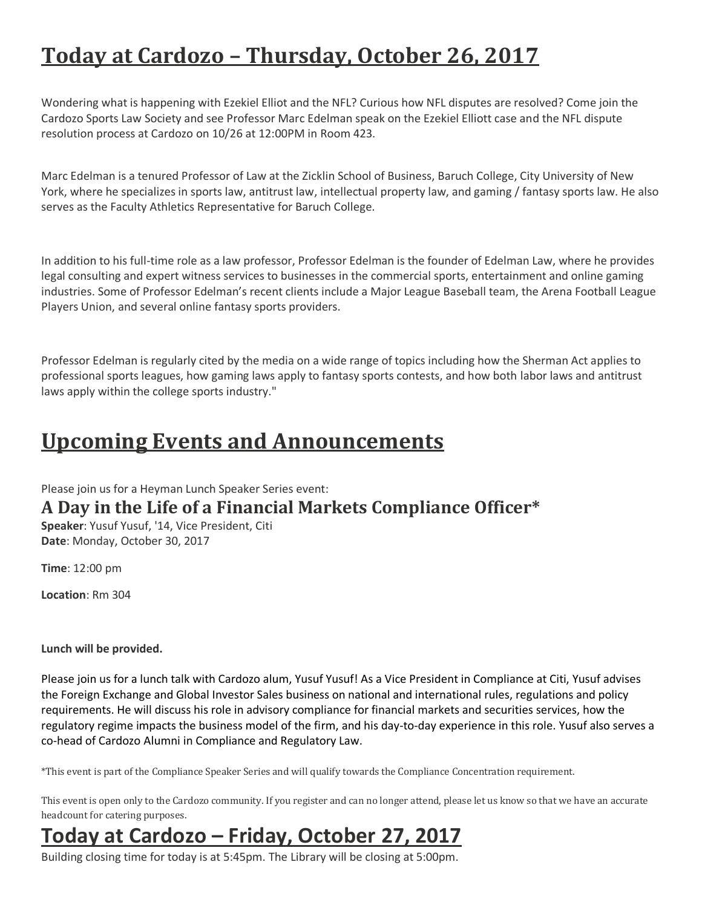# Today at Cardozo – Thursday, October 26, 2017

Wondering what is happening with Ezekiel Elliot and the NFL? Curious how NFL disputes are resolved? Come join the Cardozo Sports Law Society and see Professor Marc Edelman speak on the Ezekiel Elliott case and the NFL dispute resolution process at Cardozo on 10/26 at 12:00PM in Room 423.

Marc Edelman is a tenured Professor of Law at the Zicklin School of Business, Baruch College, City University of New York, where he specializes in sports law, antitrust law, intellectual property law, and gaming / fantasy sports law. He also serves as the Faculty Athletics Representative for Baruch College.

In addition to his full-time role as a law professor, Professor Edelman is the founder of Edelman Law, where he provides legal consulting and expert witness services to businesses in the commercial sports, entertainment and online gaming industries. Some of Professor Edelman's recent clients include a Major League Baseball team, the Arena Football League Players Union, and several online fantasy sports providers.

Professor Edelman is regularly cited by the media on a wide range of topics including how the Sherman Act applies to professional sports leagues, how gaming laws apply to fantasy sports contests, and how both labor laws and antitrust laws apply within the college sports industry."

# Upcoming Events and Announcements

Please join us for a Heyman Lunch Speaker Series event:

### A Day in the Life of a Financial Markets Compliance Officer*

**Speaker**: Yusuf Yusuf, '14, Vice President, Citi
**Date**: Monday, October 30, 2017

**Time**: 12:00 pm

**Location**: Rm 304

**Lunch will be provided.**

Please join us for a lunch talk with Cardozo alum, Yusuf Yusuf! As a Vice President in Compliance at Citi, Yusuf advises the Foreign Exchange and Global Investor Sales business on national and international rules, regulations and policy requirements. He will discuss his role in advisory compliance for financial markets and securities services, how the regulatory regime impacts the business model of the firm, and his day-to-day experience in this role. Yusuf also serves a co-head of Cardozo Alumni in Compliance and Regulatory Law.

*This event is part of the Compliance Speaker Series and will qualify towards the Compliance Concentration requirement.

This event is open only to the Cardozo community. If you register and can no longer attend, please let us know so that we have an accurate headcount for catering purposes.

# Today at Cardozo – Friday, October 27, 2017

Building closing time for today is at 5:45pm. The Library will be closing at 5:00pm.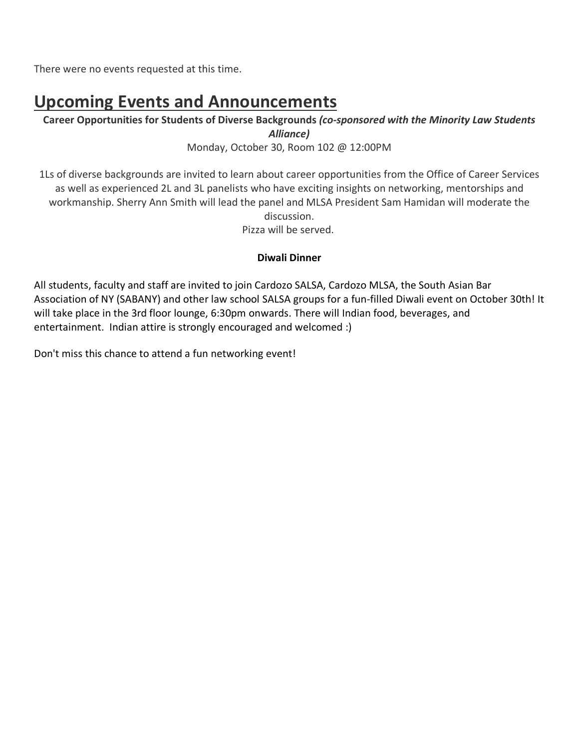There were no events requested at this time.

# Upcoming Events and Announcements

**Career Opportunities for Students of Diverse Backgrounds** ***(co-sponsored with the Minority Law Students Alliance)***

Monday, October 30, Room 102 @ 12:00PM

1Ls of diverse backgrounds are invited to learn about career opportunities from the Office of Career Services as well as experienced 2L and 3L panelists who have exciting insights on networking, mentorships and workmanship. Sherry Ann Smith will lead the panel and MLSA President Sam Hamidan will moderate the discussion.

Pizza will be served.

**Diwali Dinner**

All students, faculty and staff are invited to join Cardozo SALSA, Cardozo MLSA, the South Asian Bar Association of NY (SABANY) and other law school SALSA groups for a fun-filled Diwali event on October 30th! It will take place in the 3rd floor lounge, 6:30pm onwards. There will Indian food, beverages, and entertainment. Indian attire is strongly encouraged and welcomed :)

Don't miss this chance to attend a fun networking event!